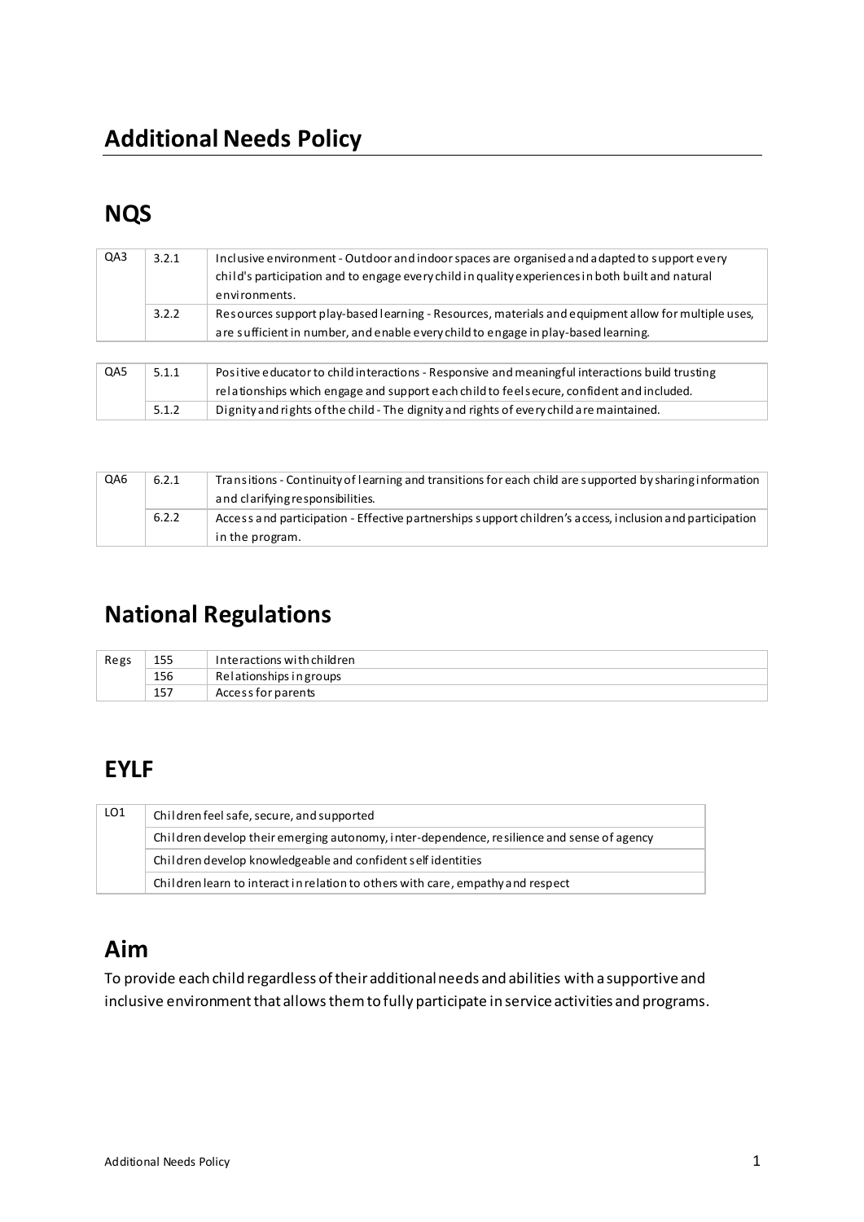# Additional Needs Policy

## NQS

| QA3 | 3.2.1 | Inclusive environment - Outdoor and indoor spaces are organised and adapted to support every child's participation and to engage every child in quality experiences in both built and natural environments. |
|---|---|---|
| | 3.2.2 | Resources support play-based learning - Resources, materials and equipment allow for multiple uses, are sufficient in number, and enable every child to engage in play-based learning. |

| QA5 | 5.1.1 | Positive educator to child interactions - Responsive and meaningful interactions build trusting relationships which engage and support each child to feel secure, confident and included. |
|---|---|---|
| | 5.1.2 | Dignity and rights of the child - The dignity and rights of every child are maintained. |

| QA6 | 6.2.1 | Transitions - Continuity of learning and transitions for each child are supported by sharing information and clarifying responsibilities. |
|---|---|---|
| | 6.2.2 | Access and participation - Effective partnerships support children's access, inclusion and participation in the program. |

## National Regulations

| Regs | 155 | Interactions with children |
|---|---|---|
| | 156 | Relationships in groups |
| | 157 | Access for parents |

## EYLF

| LO1 | Children feel safe, secure, and supported |
|---|---|
| | Children develop their emerging autonomy, inter-dependence, resilience and sense of agency |
| | Children develop knowledgeable and confident self identities |
| | Children learn to interact in relation to others with care, empathy and respect |

## Aim

To provide each child regardless of their additional needs and abilities with a supportive and inclusive environment that allows them to fully participate in service activities and programs.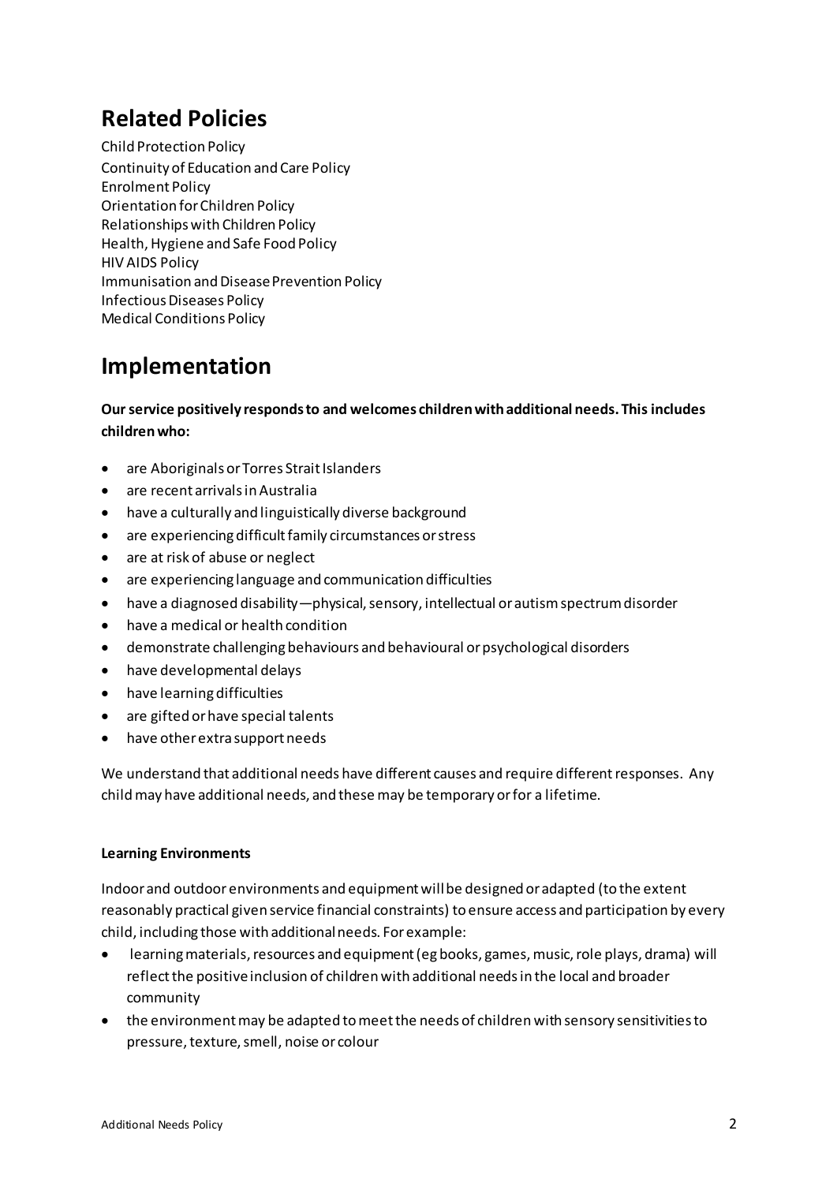## Related Policies

Child Protection Policy
Continuity of Education and Care Policy
Enrolment Policy
Orientation for Children Policy
Relationships with Children Policy
Health, Hygiene and Safe Food Policy
HIV AIDS Policy
Immunisation and Disease Prevention Policy
Infectious Diseases Policy
Medical Conditions Policy

## Implementation

**Our service positively responds to and welcomes children with additional needs. This includes children who:**

- are Aboriginals or Torres Strait Islanders
- are recent arrivals in Australia
- have a culturally and linguistically diverse background
- are experiencing difficult family circumstances or stress
- are at risk of abuse or neglect
- are experiencing language and communication difficulties
- have a diagnosed disability—physical, sensory, intellectual or autism spectrum disorder
- have a medical or health condition
- demonstrate challenging behaviours and behavioural or psychological disorders
- have developmental delays
- have learning difficulties
- are gifted or have special talents
- have other extra support needs

We understand that additional needs have different causes and require different responses. Any child may have additional needs, and these may be temporary or for a lifetime.

**Learning Environments**

Indoor and outdoor environments and equipment will be designed or adapted (to the extent reasonably practical given service financial constraints) to ensure access and participation by every child, including those with additional needs. For example:

- learning materials, resources and equipment (eg books, games, music, role plays, drama) will reflect the positive inclusion of children with additional needs in the local and broader community
- the environment may be adapted to meet the needs of children with sensory sensitivities to pressure, texture, smell, noise or colour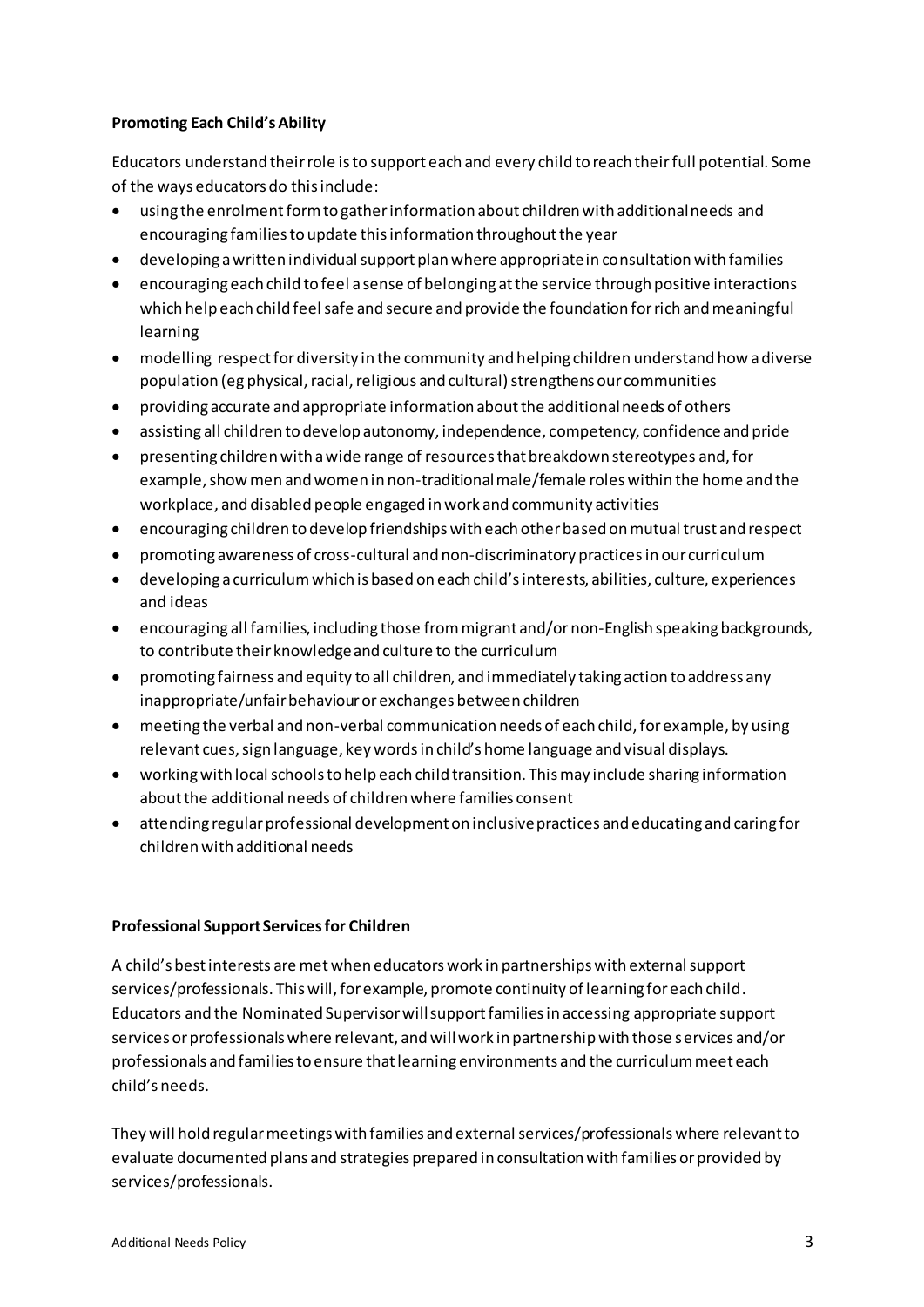**Promoting Each Child's Ability**

Educators understand their role is to support each and every child to reach their full potential. Some of the ways educators do this include:

- using the enrolment form to gather information about children with additional needs and encouraging families to update this information throughout the year
- developing a written individual support plan where appropriate in consultation with families
- encouraging each child to feel a sense of belonging at the service through positive interactions which help each child feel safe and secure and provide the foundation for rich and meaningful learning
- modelling respect for diversity in the community and helping children understand how a diverse population (eg physical, racial, religious and cultural) strengthens our communities
- providing accurate and appropriate information about the additional needs of others
- assisting all children to develop autonomy, independence, competency, confidence and pride
- presenting children with a wide range of resources that breakdown stereotypes and, for example, show men and women in non-traditional male/female roles within the home and the workplace, and disabled people engaged in work and community activities
- encouraging children to develop friendships with each other based on mutual trust and respect
- promoting awareness of cross-cultural and non-discriminatory practices in our curriculum
- developing a curriculum which is based on each child's interests, abilities, culture, experiences and ideas
- encouraging all families, including those from migrant and/or non-English speaking backgrounds, to contribute their knowledge and culture to the curriculum
- promoting fairness and equity to all children, and immediately taking action to address any inappropriate/unfair behaviour or exchanges between children
- meeting the verbal and non-verbal communication needs of each child, for example, by using relevant cues, sign language, key words in child's home language and visual displays.
- working with local schools to help each child transition. This may include sharing information about the additional needs of children where families consent
- attending regular professional development on inclusive practices and educating and caring for children with additional needs

**Professional Support Services for Children**

A child's best interests are met when educators work in partnerships with external support services/professionals. This will, for example, promote continuity of learning for each child. Educators and the Nominated Supervisor will support families in accessing appropriate support services or professionals where relevant, and will work in partnership with those services and/or professionals and families to ensure that learning environments and the curriculum meet each child's needs.

They will hold regular meetings with families and external services/professionals where relevant to evaluate documented plans and strategies prepared in consultation with families or provided by services/professionals.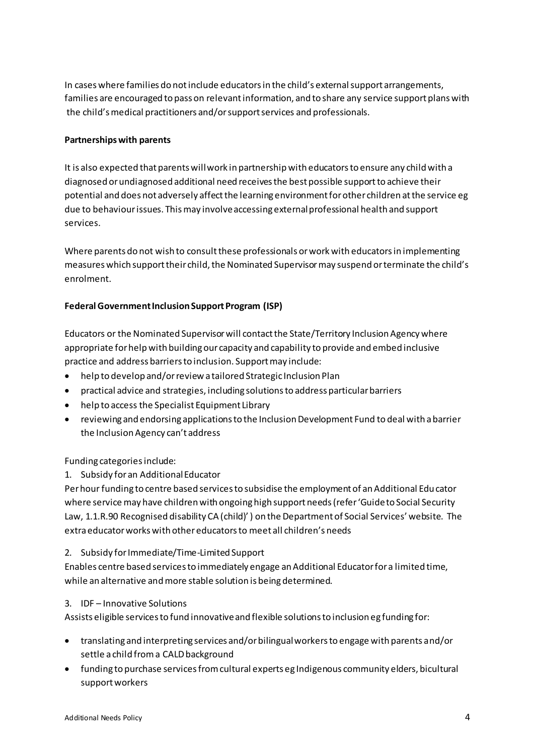In cases where families do not include educators in the child's external support arrangements, families are encouraged to pass on relevant information, and to share any service support plans with the child's medical practitioners and/or support services and professionals.

**Partnerships with parents**

It is also expected that parents will work in partnership with educators to ensure any child with a diagnosed or undiagnosed additional need receives the best possible support to achieve their potential and does not adversely affect the learning environment for other children at the service eg due to behaviour issues. This may involve accessing external professional health and support services.

Where parents do not wish to consult these professionals or work with educators in implementing measures which support their child, the Nominated Supervisor may suspend or terminate the child's enrolment.

**Federal Government Inclusion Support Program (ISP)**

Educators or the Nominated Supervisor will contact the State/Territory Inclusion Agency where appropriate for help with building our capacity and capability to provide and embed inclusive practice and address barriers to inclusion. Support may include:

- help to develop and/or review a tailored Strategic Inclusion Plan
- practical advice and strategies, including solutions to address particular barriers
- help to access the Specialist Equipment Library
- reviewing and endorsing applications to the Inclusion Development Fund to deal with a barrier the Inclusion Agency can't address

Funding categories include:

1. Subsidy for an Additional Educator

Per hour funding to centre based services to subsidise the employment of an Additional Educator where service may have children with ongoing high support needs (refer 'Guide to Social Security Law, 1.1.R.90 Recognised disability CA (child)' ) on the Department of Social Services' website. The extra educator works with other educators to meet all children's needs

2. Subsidy for Immediate/Time-Limited Support

Enables centre based services to immediately engage an Additional Educator for a limited time, while an alternative and more stable solution is being determined.

3. IDF – Innovative Solutions

Assists eligible services to fund innovative and flexible solutions to inclusion eg funding for:

- translating and interpreting services and/or bilingual workers to engage with parents and/or settle a child from a CALD background
- funding to purchase services from cultural experts eg Indigenous community elders, bicultural support workers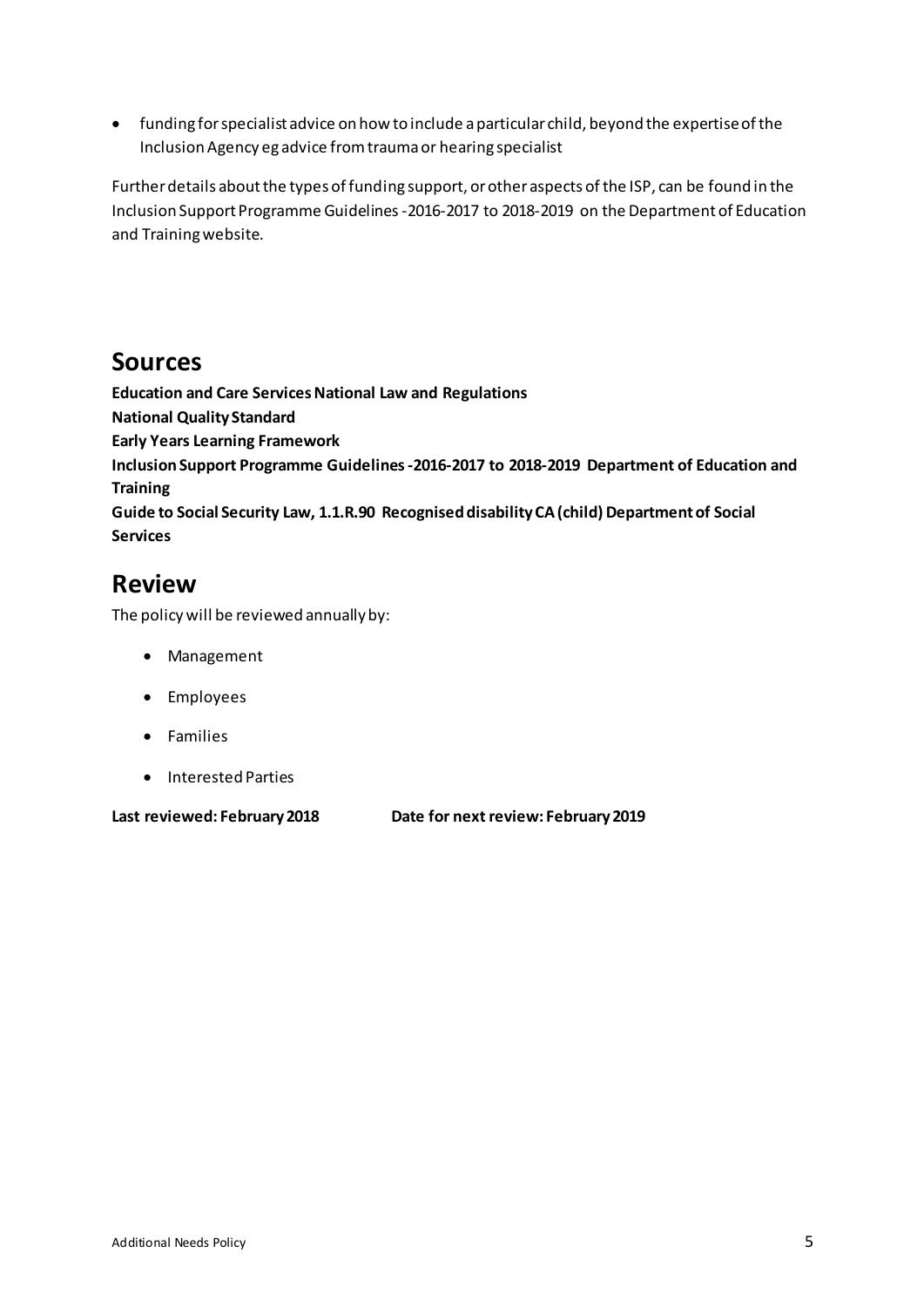- funding for specialist advice on how to include a particular child, beyond the expertise of the Inclusion Agency eg advice from trauma or hearing specialist

Further details about the types of funding support, or other aspects of the ISP, can be found in the Inclusion Support Programme Guidelines -2016-2017 to 2018-2019 on the Department of Education and Training website.

## Sources

**Education and Care Services National Law and Regulations**
**National Quality Standard**
**Early Years Learning Framework**
**Inclusion Support Programme Guidelines -2016-2017 to 2018-2019 Department of Education and Training**
**Guide to Social Security Law, 1.1.R.90 Recognised disability CA (child) Department of Social Services**

## Review

The policy will be reviewed annually by:

- Management
- Employees
- Families
- Interested Parties

**Last reviewed: February 2018** **Date for next review: February 2019**